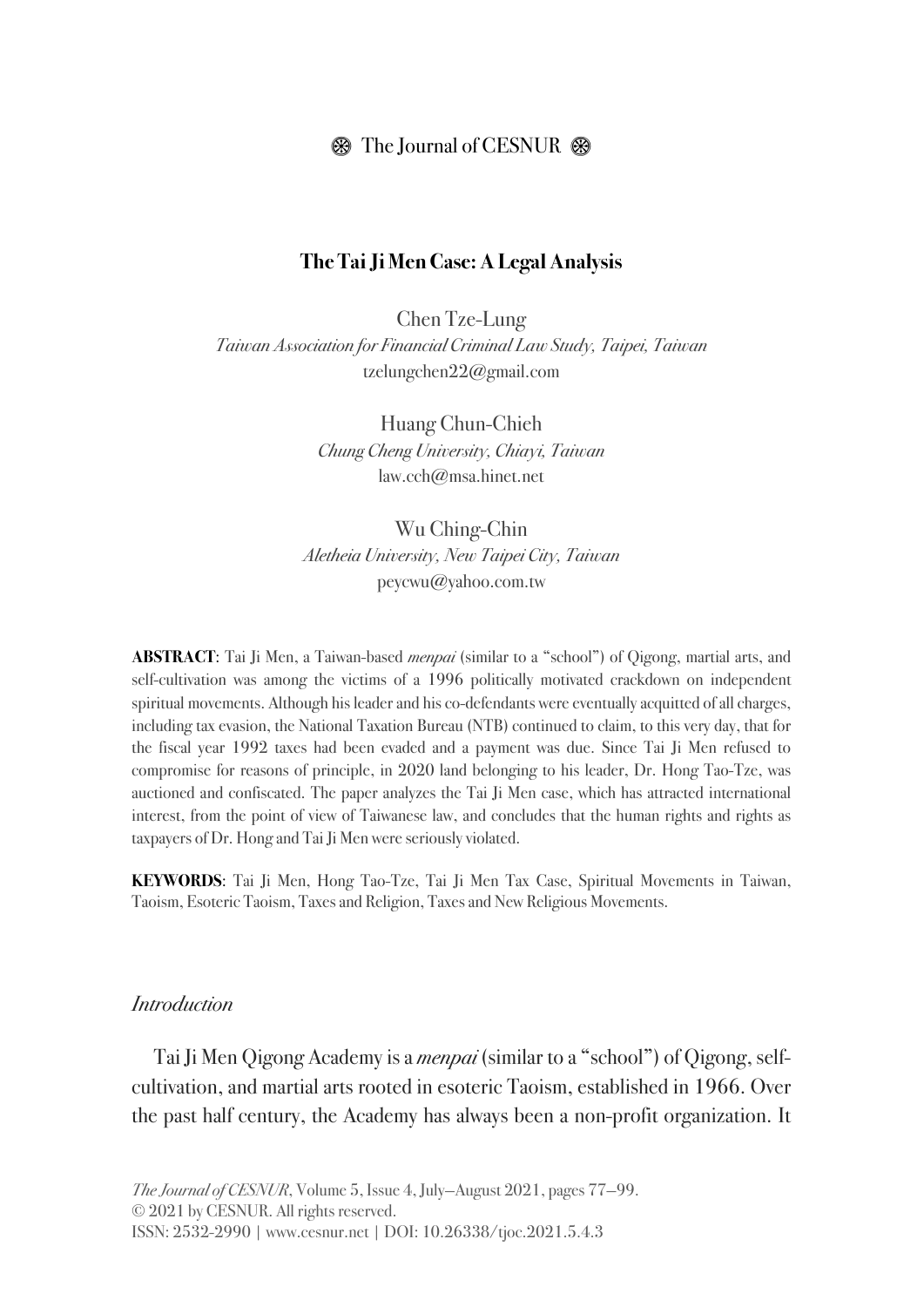⊛ The Journal of CESNUR ⊛

# The Tai Ji Men Case: A Legal Analysis

Chen Tze-Lung
*Taiwan Association for Financial Criminal Law Study, Taipei, Taiwan*
tzelungchen22@gmail.com

Huang Chun-Chieh
*Chung Cheng University, Chiayi, Taiwan*
law.cch@msa.hinet.net

Wu Ching-Chin
*Aletheia University, New Taipei City, Taiwan*
peycwu@yahoo.com.tw

**ABSTRACT**: Tai Ji Men, a Taiwan-based *menpai* (similar to a "school") of Qigong, martial arts, and self-cultivation was among the victims of a 1996 politically motivated crackdown on independent spiritual movements. Although his leader and his co-defendants were eventually acquitted of all charges, including tax evasion, the National Taxation Bureau (NTB) continued to claim, to this very day, that for the fiscal year 1992 taxes had been evaded and a payment was due. Since Tai Ji Men refused to compromise for reasons of principle, in 2020 land belonging to his leader, Dr. Hong Tao-Tze, was auctioned and confiscated. The paper analyzes the Tai Ji Men case, which has attracted international interest, from the point of view of Taiwanese law, and concludes that the human rights and rights as taxpayers of Dr. Hong and Tai Ji Men were seriously violated.

**KEYWORDS**: Tai Ji Men, Hong Tao-Tze, Tai Ji Men Tax Case, Spiritual Movements in Taiwan, Taoism, Esoteric Taoism, Taxes and Religion, Taxes and New Religious Movements.

## *Introduction*

Tai Ji Men Qigong Academy is a *menpai* (similar to a "school") of Qigong, self-cultivation, and martial arts rooted in esoteric Taoism, established in 1966. Over the past half century, the Academy has always been a non-profit organization. It

*The Journal of CESNUR*, Volume 5, Issue 4, July—August 2021, pages 77—99.
© 2021 by CESNUR. All rights reserved.
ISSN: 2532-2990 | www.cesnur.net | DOI: 10.26338/tjoc.2021.5.4.3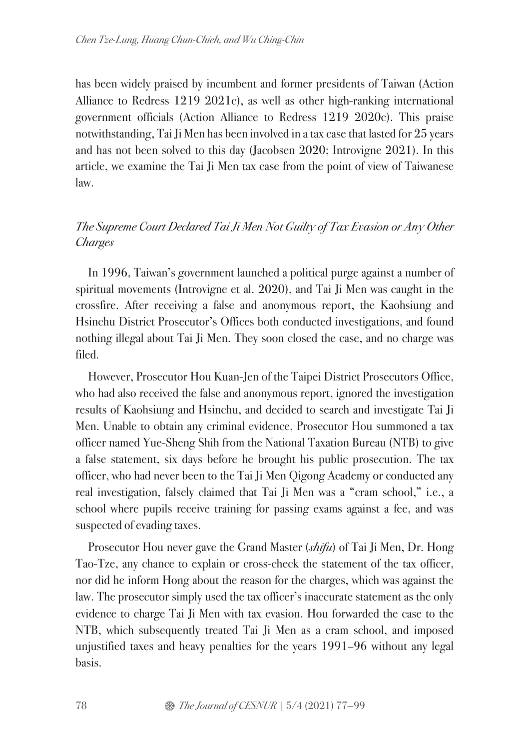has been widely praised by incumbent and former presidents of Taiwan (Action Alliance to Redress 1219 2021c), as well as other high-ranking international government officials (Action Alliance to Redress 1219 2020c). This praise notwithstanding, Tai Ji Men has been involved in a tax case that lasted for 25 years and has not been solved to this day (Jacobsen 2020; Introvigne 2021). In this article, we examine the Tai Ji Men tax case from the point of view of Taiwanese law.

## *The Supreme Court Declared Tai Ji Men Not Guilty of Tax Evasion or Any Other Charges*

In 1996, Taiwan's government launched a political purge against a number of spiritual movements (Introvigne et al. 2020), and Tai Ji Men was caught in the crossfire. After receiving a false and anonymous report, the Kaohsiung and Hsinchu District Prosecutor's Offices both conducted investigations, and found nothing illegal about Tai Ji Men. They soon closed the case, and no charge was filed.

However, Prosecutor Hou Kuan-Jen of the Taipei District Prosecutors Office, who had also received the false and anonymous report, ignored the investigation results of Kaohsiung and Hsinchu, and decided to search and investigate Tai Ji Men. Unable to obtain any criminal evidence, Prosecutor Hou summoned a tax officer named Yue-Sheng Shih from the National Taxation Bureau (NTB) to give a false statement, six days before he brought his public prosecution. The tax officer, who had never been to the Tai Ji Men Qigong Academy or conducted any real investigation, falsely claimed that Tai Ji Men was a "cram school," i.e., a school where pupils receive training for passing exams against a fee, and was suspected of evading taxes.

Prosecutor Hou never gave the Grand Master (*shifu*) of Tai Ji Men, Dr. Hong Tao-Tze, any chance to explain or cross-check the statement of the tax officer, nor did he inform Hong about the reason for the charges, which was against the law. The prosecutor simply used the tax officer's inaccurate statement as the only evidence to charge Tai Ji Men with tax evasion. Hou forwarded the case to the NTB, which subsequently treated Tai Ji Men as a cram school, and imposed unjustified taxes and heavy penalties for the years 1991–96 without any legal basis.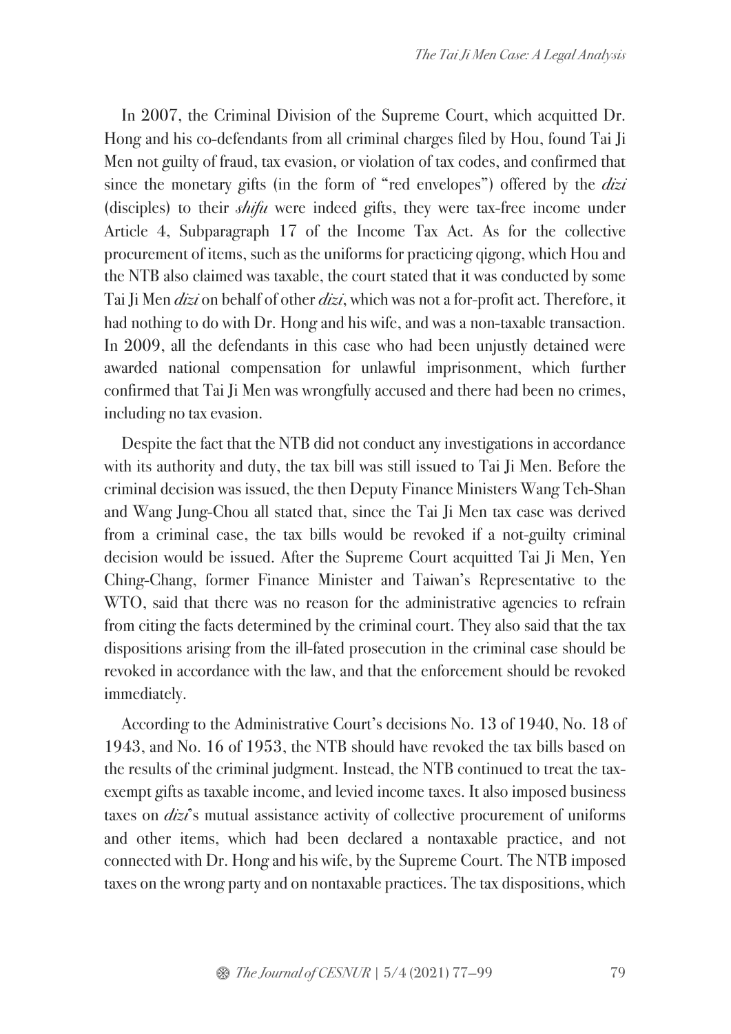In 2007, the Criminal Division of the Supreme Court, which acquitted Dr. Hong and his co-defendants from all criminal charges filed by Hou, found Tai Ji Men not guilty of fraud, tax evasion, or violation of tax codes, and confirmed that since the monetary gifts (in the form of "red envelopes") offered by the *dizi* (disciples) to their *shifu* were indeed gifts, they were tax-free income under Article 4, Subparagraph 17 of the Income Tax Act. As for the collective procurement of items, such as the uniforms for practicing qigong, which Hou and the NTB also claimed was taxable, the court stated that it was conducted by some Tai Ji Men *dizi* on behalf of other *dizi*, which was not a for-profit act. Therefore, it had nothing to do with Dr. Hong and his wife, and was a non-taxable transaction. In 2009, all the defendants in this case who had been unjustly detained were awarded national compensation for unlawful imprisonment, which further confirmed that Tai Ji Men was wrongfully accused and there had been no crimes, including no tax evasion.

Despite the fact that the NTB did not conduct any investigations in accordance with its authority and duty, the tax bill was still issued to Tai Ji Men. Before the criminal decision was issued, the then Deputy Finance Ministers Wang Teh-Shan and Wang Jung-Chou all stated that, since the Tai Ji Men tax case was derived from a criminal case, the tax bills would be revoked if a not-guilty criminal decision would be issued. After the Supreme Court acquitted Tai Ji Men, Yen Ching-Chang, former Finance Minister and Taiwan's Representative to the WTO, said that there was no reason for the administrative agencies to refrain from citing the facts determined by the criminal court. They also said that the tax dispositions arising from the ill-fated prosecution in the criminal case should be revoked in accordance with the law, and that the enforcement should be revoked immediately.

According to the Administrative Court's decisions No. 13 of 1940, No. 18 of 1943, and No. 16 of 1953, the NTB should have revoked the tax bills based on the results of the criminal judgment. Instead, the NTB continued to treat the tax-exempt gifts as taxable income, and levied income taxes. It also imposed business taxes on *dizi*'s mutual assistance activity of collective procurement of uniforms and other items, which had been declared a nontaxable practice, and not connected with Dr. Hong and his wife, by the Supreme Court. The NTB imposed taxes on the wrong party and on nontaxable practices. The tax dispositions, which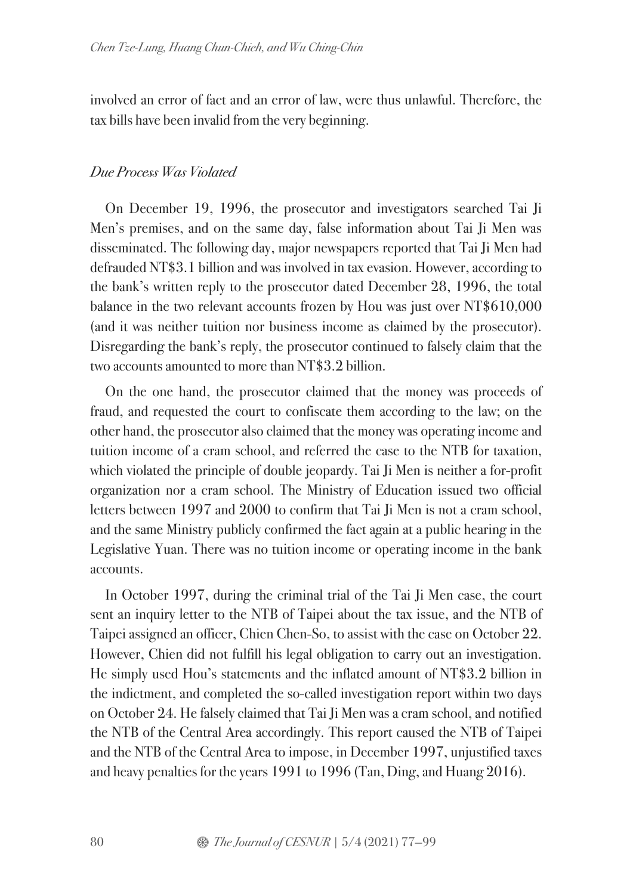involved an error of fact and an error of law, were thus unlawful. Therefore, the tax bills have been invalid from the very beginning.

### *Due Process Was Violated*

On December 19, 1996, the prosecutor and investigators searched Tai Ji Men's premises, and on the same day, false information about Tai Ji Men was disseminated. The following day, major newspapers reported that Tai Ji Men had defrauded NT$3.1 billion and was involved in tax evasion. However, according to the bank's written reply to the prosecutor dated December 28, 1996, the total balance in the two relevant accounts frozen by Hou was just over NT$610,000 (and it was neither tuition nor business income as claimed by the prosecutor). Disregarding the bank's reply, the prosecutor continued to falsely claim that the two accounts amounted to more than NT$3.2 billion.

On the one hand, the prosecutor claimed that the money was proceeds of fraud, and requested the court to confiscate them according to the law; on the other hand, the prosecutor also claimed that the money was operating income and tuition income of a cram school, and referred the case to the NTB for taxation, which violated the principle of double jeopardy. Tai Ji Men is neither a for-profit organization nor a cram school. The Ministry of Education issued two official letters between 1997 and 2000 to confirm that Tai Ji Men is not a cram school, and the same Ministry publicly confirmed the fact again at a public hearing in the Legislative Yuan. There was no tuition income or operating income in the bank accounts.

In October 1997, during the criminal trial of the Tai Ji Men case, the court sent an inquiry letter to the NTB of Taipei about the tax issue, and the NTB of Taipei assigned an officer, Chien Chen-So, to assist with the case on October 22. However, Chien did not fulfill his legal obligation to carry out an investigation. He simply used Hou's statements and the inflated amount of NT$3.2 billion in the indictment, and completed the so-called investigation report within two days on October 24. He falsely claimed that Tai Ji Men was a cram school, and notified the NTB of the Central Area accordingly. This report caused the NTB of Taipei and the NTB of the Central Area to impose, in December 1997, unjustified taxes and heavy penalties for the years 1991 to 1996 (Tan, Ding, and Huang 2016).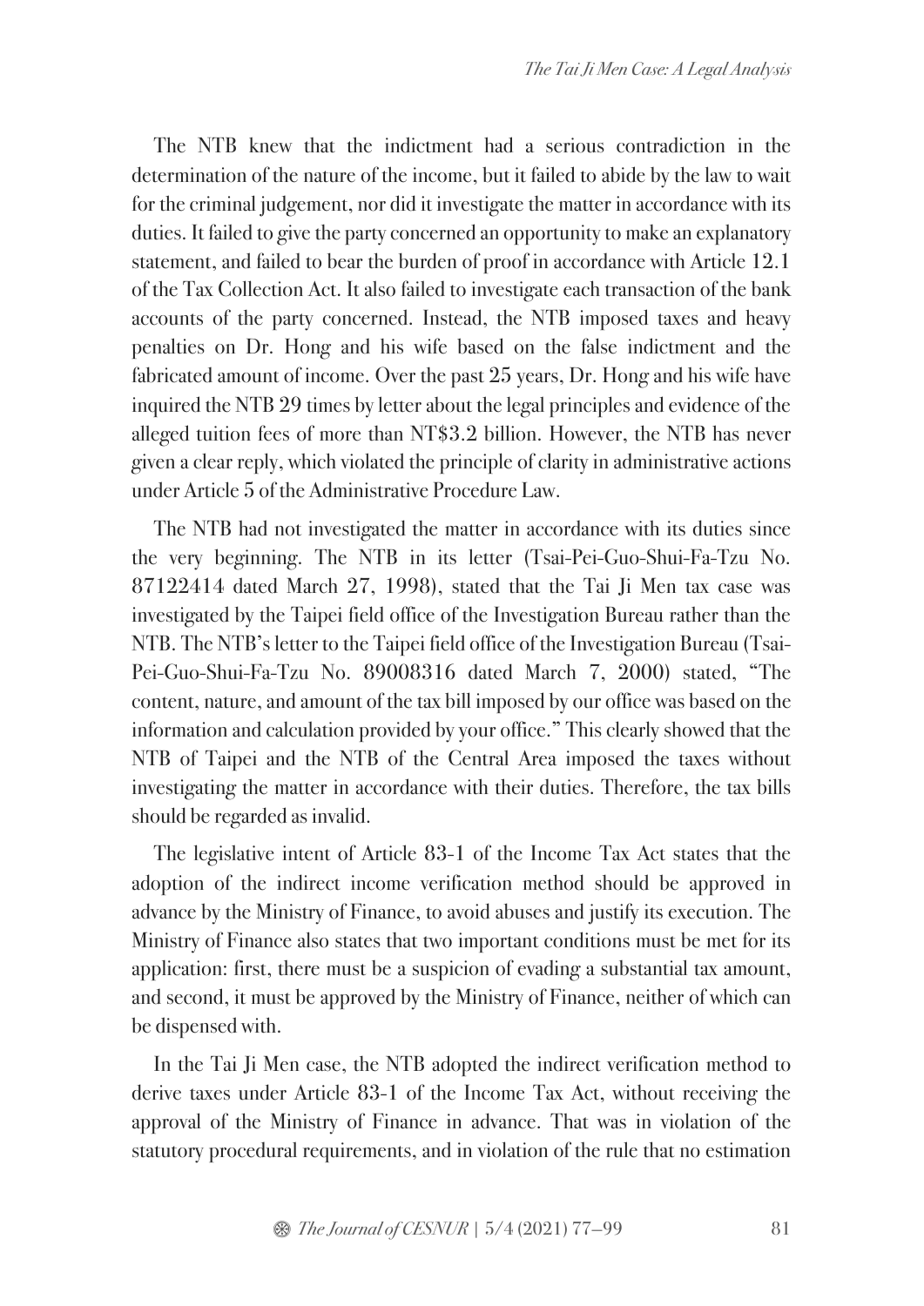The NTB knew that the indictment had a serious contradiction in the determination of the nature of the income, but it failed to abide by the law to wait for the criminal judgement, nor did it investigate the matter in accordance with its duties. It failed to give the party concerned an opportunity to make an explanatory statement, and failed to bear the burden of proof in accordance with Article 12.1 of the Tax Collection Act. It also failed to investigate each transaction of the bank accounts of the party concerned. Instead, the NTB imposed taxes and heavy penalties on Dr. Hong and his wife based on the false indictment and the fabricated amount of income. Over the past 25 years, Dr. Hong and his wife have inquired the NTB 29 times by letter about the legal principles and evidence of the alleged tuition fees of more than NT$3.2 billion. However, the NTB has never given a clear reply, which violated the principle of clarity in administrative actions under Article 5 of the Administrative Procedure Law.

The NTB had not investigated the matter in accordance with its duties since the very beginning. The NTB in its letter (Tsai-Pei-Guo-Shui-Fa-Tzu No. 87122414 dated March 27, 1998), stated that the Tai Ji Men tax case was investigated by the Taipei field office of the Investigation Bureau rather than the NTB. The NTB's letter to the Taipei field office of the Investigation Bureau (Tsai-Pei-Guo-Shui-Fa-Tzu No. 89008316 dated March 7, 2000) stated, "The content, nature, and amount of the tax bill imposed by our office was based on the information and calculation provided by your office." This clearly showed that the NTB of Taipei and the NTB of the Central Area imposed the taxes without investigating the matter in accordance with their duties. Therefore, the tax bills should be regarded as invalid.

The legislative intent of Article 83-1 of the Income Tax Act states that the adoption of the indirect income verification method should be approved in advance by the Ministry of Finance, to avoid abuses and justify its execution. The Ministry of Finance also states that two important conditions must be met for its application: first, there must be a suspicion of evading a substantial tax amount, and second, it must be approved by the Ministry of Finance, neither of which can be dispensed with.

In the Tai Ji Men case, the NTB adopted the indirect verification method to derive taxes under Article 83-1 of the Income Tax Act, without receiving the approval of the Ministry of Finance in advance. That was in violation of the statutory procedural requirements, and in violation of the rule that no estimation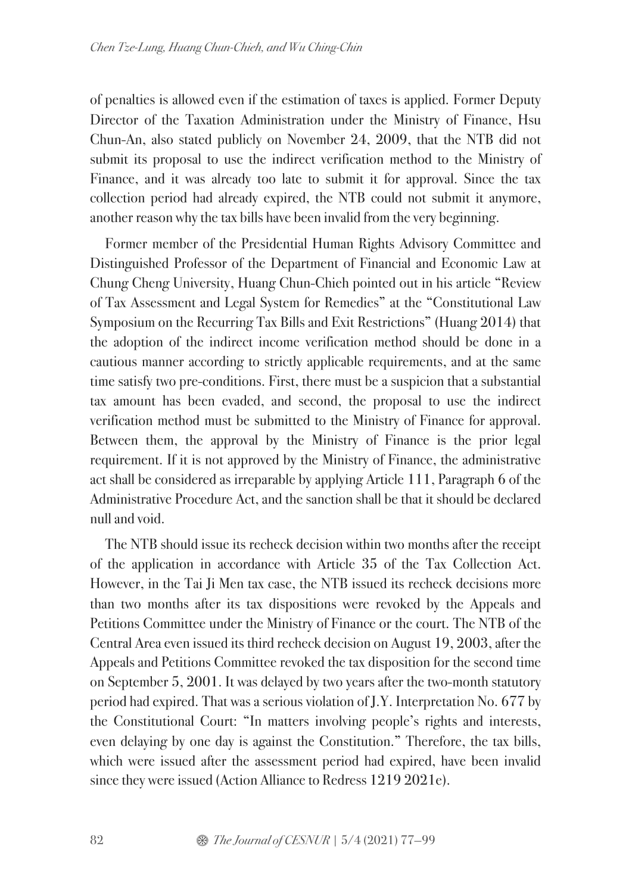of penalties is allowed even if the estimation of taxes is applied. Former Deputy Director of the Taxation Administration under the Ministry of Finance, Hsu Chun-An, also stated publicly on November 24, 2009, that the NTB did not submit its proposal to use the indirect verification method to the Ministry of Finance, and it was already too late to submit it for approval. Since the tax collection period had already expired, the NTB could not submit it anymore, another reason why the tax bills have been invalid from the very beginning.

Former member of the Presidential Human Rights Advisory Committee and Distinguished Professor of the Department of Financial and Economic Law at Chung Cheng University, Huang Chun-Chieh pointed out in his article "Review of Tax Assessment and Legal System for Remedies" at the "Constitutional Law Symposium on the Recurring Tax Bills and Exit Restrictions" (Huang 2014) that the adoption of the indirect income verification method should be done in a cautious manner according to strictly applicable requirements, and at the same time satisfy two pre-conditions. First, there must be a suspicion that a substantial tax amount has been evaded, and second, the proposal to use the indirect verification method must be submitted to the Ministry of Finance for approval. Between them, the approval by the Ministry of Finance is the prior legal requirement. If it is not approved by the Ministry of Finance, the administrative act shall be considered as irreparable by applying Article 111, Paragraph 6 of the Administrative Procedure Act, and the sanction shall be that it should be declared null and void.

The NTB should issue its recheck decision within two months after the receipt of the application in accordance with Article 35 of the Tax Collection Act. However, in the Tai Ji Men tax case, the NTB issued its recheck decisions more than two months after its tax dispositions were revoked by the Appeals and Petitions Committee under the Ministry of Finance or the court. The NTB of the Central Area even issued its third recheck decision on August 19, 2003, after the Appeals and Petitions Committee revoked the tax disposition for the second time on September 5, 2001. It was delayed by two years after the two-month statutory period had expired. That was a serious violation of J.Y. Interpretation No. 677 by the Constitutional Court: "In matters involving people's rights and interests, even delaying by one day is against the Constitution." Therefore, the tax bills, which were issued after the assessment period had expired, have been invalid since they were issued (Action Alliance to Redress 1219 2021e).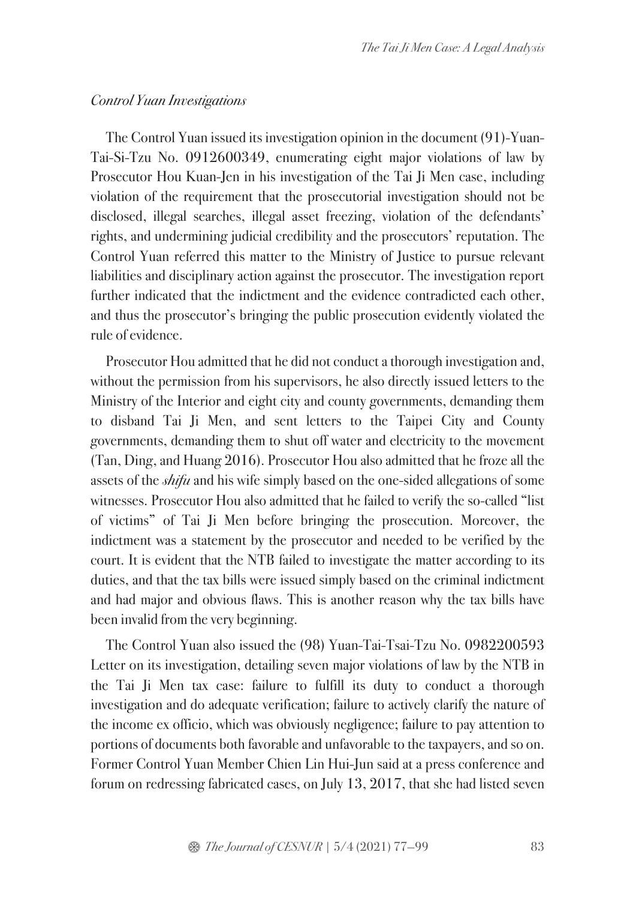*Control Yuan Investigations*

The Control Yuan issued its investigation opinion in the document (91)-Yuan-Tai-Si-Tzu No. 0912600349, enumerating eight major violations of law by Prosecutor Hou Kuan-Jen in his investigation of the Tai Ji Men case, including violation of the requirement that the prosecutorial investigation should not be disclosed, illegal searches, illegal asset freezing, violation of the defendants' rights, and undermining judicial credibility and the prosecutors' reputation. The Control Yuan referred this matter to the Ministry of Justice to pursue relevant liabilities and disciplinary action against the prosecutor. The investigation report further indicated that the indictment and the evidence contradicted each other, and thus the prosecutor's bringing the public prosecution evidently violated the rule of evidence.

Prosecutor Hou admitted that he did not conduct a thorough investigation and, without the permission from his supervisors, he also directly issued letters to the Ministry of the Interior and eight city and county governments, demanding them to disband Tai Ji Men, and sent letters to the Taipei City and County governments, demanding them to shut off water and electricity to the movement (Tan, Ding, and Huang 2016). Prosecutor Hou also admitted that he froze all the assets of the *shifu* and his wife simply based on the one-sided allegations of some witnesses. Prosecutor Hou also admitted that he failed to verify the so-called "list of victims" of Tai Ji Men before bringing the prosecution. Moreover, the indictment was a statement by the prosecutor and needed to be verified by the court. It is evident that the NTB failed to investigate the matter according to its duties, and that the tax bills were issued simply based on the criminal indictment and had major and obvious flaws. This is another reason why the tax bills have been invalid from the very beginning.

The Control Yuan also issued the (98) Yuan-Tai-Tsai-Tzu No. 0982200593 Letter on its investigation, detailing seven major violations of law by the NTB in the Tai Ji Men tax case: failure to fulfill its duty to conduct a thorough investigation and do adequate verification; failure to actively clarify the nature of the income ex officio, which was obviously negligence; failure to pay attention to portions of documents both favorable and unfavorable to the taxpayers, and so on. Former Control Yuan Member Chien Lin Hui-Jun said at a press conference and forum on redressing fabricated cases, on July 13, 2017, that she had listed seven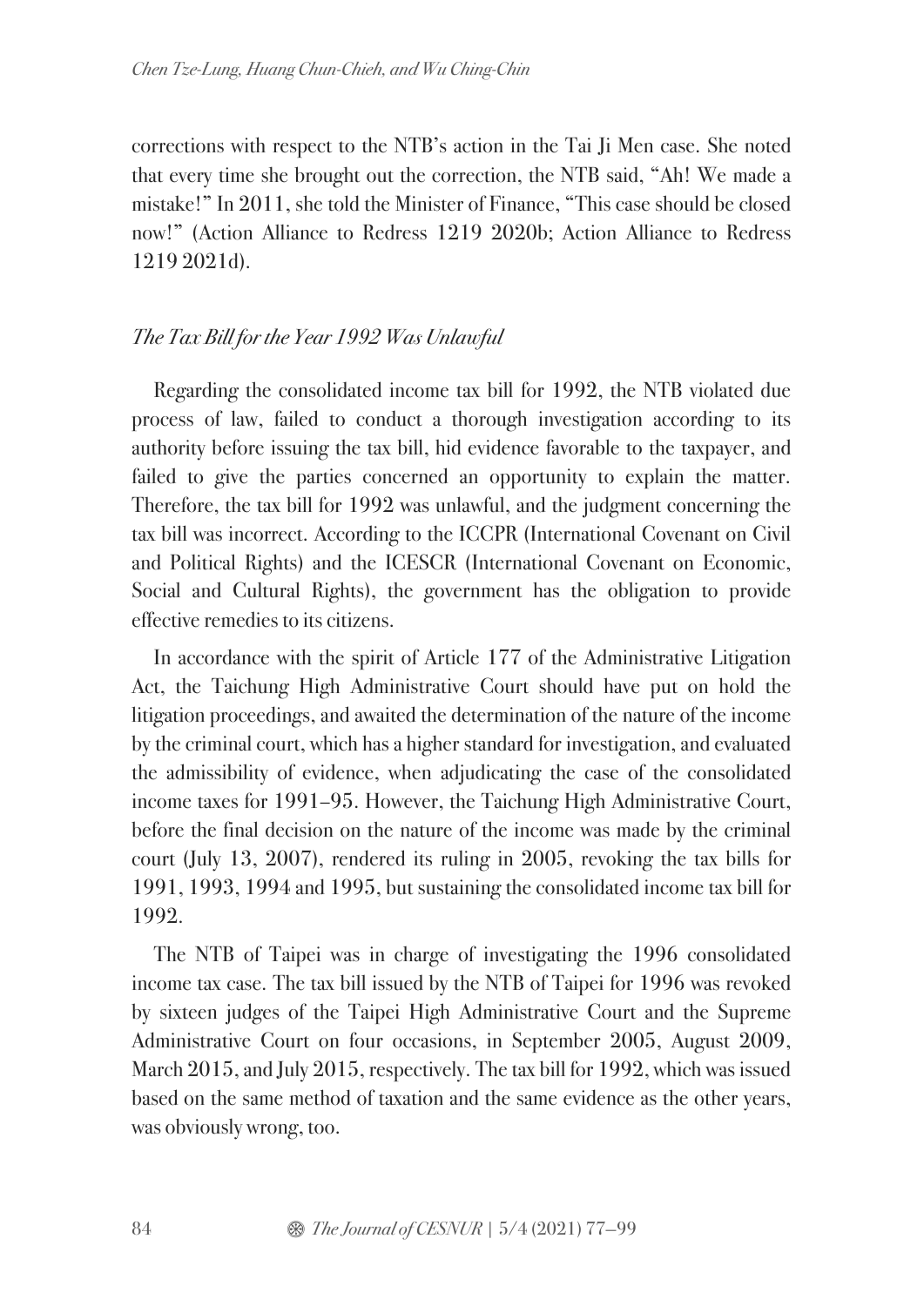corrections with respect to the NTB's action in the Tai Ji Men case. She noted that every time she brought out the correction, the NTB said, "Ah! We made a mistake!" In 2011, she told the Minister of Finance, "This case should be closed now!" (Action Alliance to Redress 1219 2020b; Action Alliance to Redress 1219 2021d).

### *The Tax Bill for the Year 1992 Was Unlawful*

Regarding the consolidated income tax bill for 1992, the NTB violated due process of law, failed to conduct a thorough investigation according to its authority before issuing the tax bill, hid evidence favorable to the taxpayer, and failed to give the parties concerned an opportunity to explain the matter. Therefore, the tax bill for 1992 was unlawful, and the judgment concerning the tax bill was incorrect. According to the ICCPR (International Covenant on Civil and Political Rights) and the ICESCR (International Covenant on Economic, Social and Cultural Rights), the government has the obligation to provide effective remedies to its citizens.

In accordance with the spirit of Article 177 of the Administrative Litigation Act, the Taichung High Administrative Court should have put on hold the litigation proceedings, and awaited the determination of the nature of the income by the criminal court, which has a higher standard for investigation, and evaluated the admissibility of evidence, when adjudicating the case of the consolidated income taxes for 1991–95. However, the Taichung High Administrative Court, before the final decision on the nature of the income was made by the criminal court (July 13, 2007), rendered its ruling in 2005, revoking the tax bills for 1991, 1993, 1994 and 1995, but sustaining the consolidated income tax bill for 1992.

The NTB of Taipei was in charge of investigating the 1996 consolidated income tax case. The tax bill issued by the NTB of Taipei for 1996 was revoked by sixteen judges of the Taipei High Administrative Court and the Supreme Administrative Court on four occasions, in September 2005, August 2009, March 2015, and July 2015, respectively. The tax bill for 1992, which was issued based on the same method of taxation and the same evidence as the other years, was obviously wrong, too.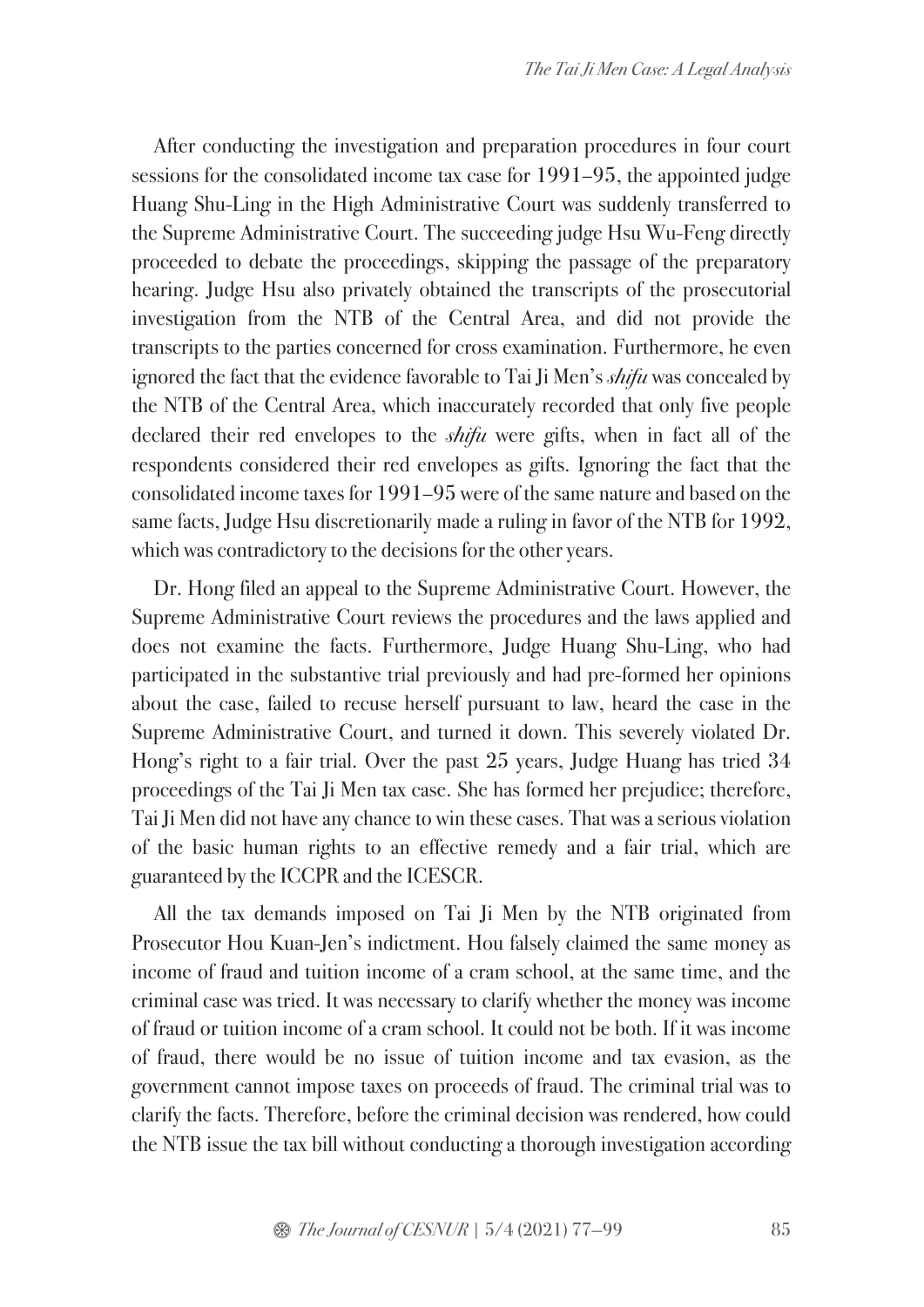After conducting the investigation and preparation procedures in four court sessions for the consolidated income tax case for 1991–95, the appointed judge Huang Shu-Ling in the High Administrative Court was suddenly transferred to the Supreme Administrative Court. The succeeding judge Hsu Wu-Feng directly proceeded to debate the proceedings, skipping the passage of the preparatory hearing. Judge Hsu also privately obtained the transcripts of the prosecutorial investigation from the NTB of the Central Area, and did not provide the transcripts to the parties concerned for cross examination. Furthermore, he even ignored the fact that the evidence favorable to Tai Ji Men's *shifu* was concealed by the NTB of the Central Area, which inaccurately recorded that only five people declared their red envelopes to the *shifu* were gifts, when in fact all of the respondents considered their red envelopes as gifts. Ignoring the fact that the consolidated income taxes for 1991–95 were of the same nature and based on the same facts, Judge Hsu discretionarily made a ruling in favor of the NTB for 1992, which was contradictory to the decisions for the other years.

Dr. Hong filed an appeal to the Supreme Administrative Court. However, the Supreme Administrative Court reviews the procedures and the laws applied and does not examine the facts. Furthermore, Judge Huang Shu-Ling, who had participated in the substantive trial previously and had pre-formed her opinions about the case, failed to recuse herself pursuant to law, heard the case in the Supreme Administrative Court, and turned it down. This severely violated Dr. Hong's right to a fair trial. Over the past 25 years, Judge Huang has tried 34 proceedings of the Tai Ji Men tax case. She has formed her prejudice; therefore, Tai Ji Men did not have any chance to win these cases. That was a serious violation of the basic human rights to an effective remedy and a fair trial, which are guaranteed by the ICCPR and the ICESCR.

All the tax demands imposed on Tai Ji Men by the NTB originated from Prosecutor Hou Kuan-Jen's indictment. Hou falsely claimed the same money as income of fraud and tuition income of a cram school, at the same time, and the criminal case was tried. It was necessary to clarify whether the money was income of fraud or tuition income of a cram school. It could not be both. If it was income of fraud, there would be no issue of tuition income and tax evasion, as the government cannot impose taxes on proceeds of fraud. The criminal trial was to clarify the facts. Therefore, before the criminal decision was rendered, how could the NTB issue the tax bill without conducting a thorough investigation according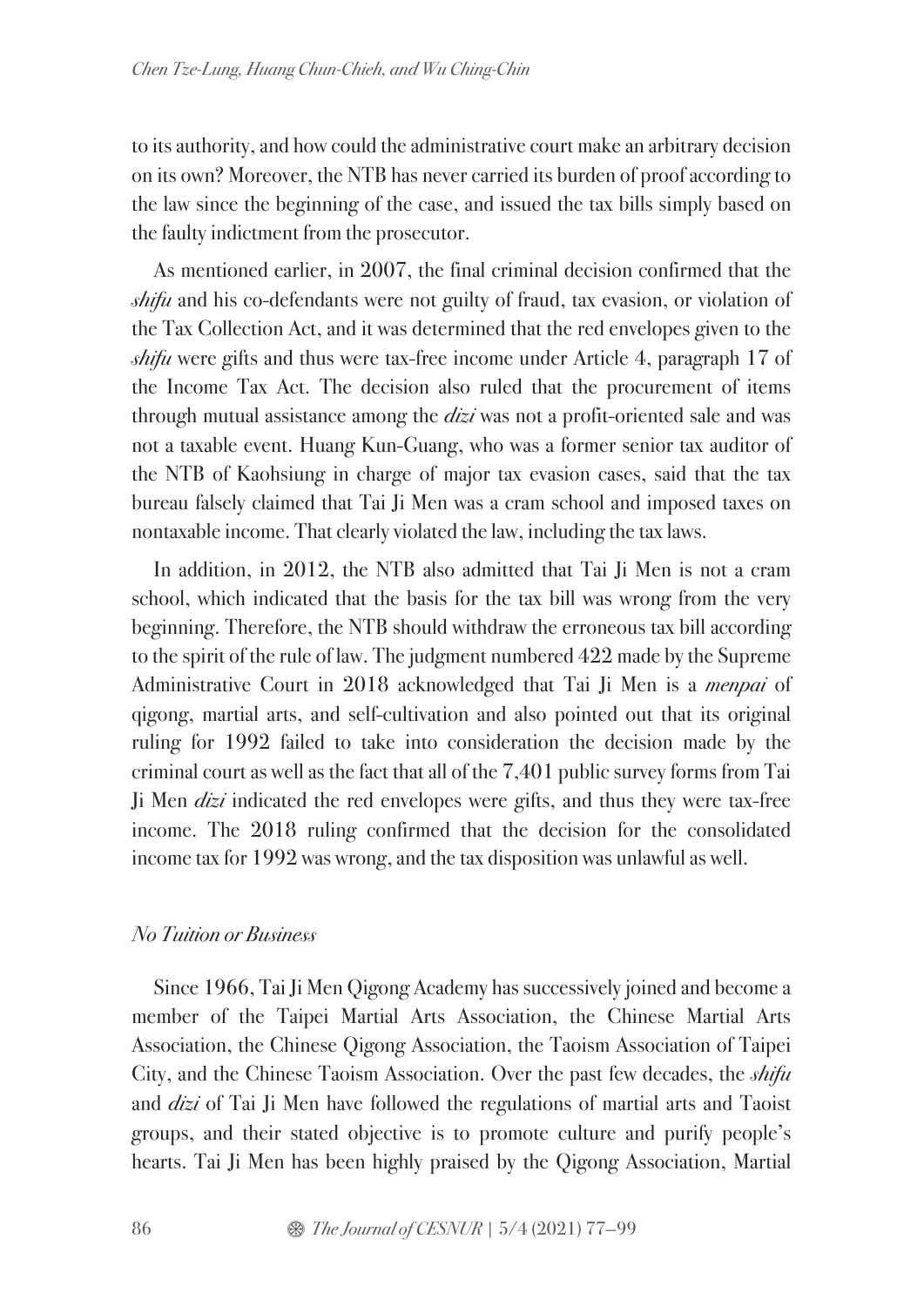to its authority, and how could the administrative court make an arbitrary decision on its own? Moreover, the NTB has never carried its burden of proof according to the law since the beginning of the case, and issued the tax bills simply based on the faulty indictment from the prosecutor.

As mentioned earlier, in 2007, the final criminal decision confirmed that the *shifu* and his co-defendants were not guilty of fraud, tax evasion, or violation of the Tax Collection Act, and it was determined that the red envelopes given to the *shifu* were gifts and thus were tax-free income under Article 4, paragraph 17 of the Income Tax Act. The decision also ruled that the procurement of items through mutual assistance among the *dizi* was not a profit-oriented sale and was not a taxable event. Huang Kun-Guang, who was a former senior tax auditor of the NTB of Kaohsiung in charge of major tax evasion cases, said that the tax bureau falsely claimed that Tai Ji Men was a cram school and imposed taxes on nontaxable income. That clearly violated the law, including the tax laws.

In addition, in 2012, the NTB also admitted that Tai Ji Men is not a cram school, which indicated that the basis for the tax bill was wrong from the very beginning. Therefore, the NTB should withdraw the erroneous tax bill according to the spirit of the rule of law. The judgment numbered 422 made by the Supreme Administrative Court in 2018 acknowledged that Tai Ji Men is a *menpai* of qigong, martial arts, and self-cultivation and also pointed out that its original ruling for 1992 failed to take into consideration the decision made by the criminal court as well as the fact that all of the 7,401 public survey forms from Tai Ji Men *dizi* indicated the red envelopes were gifts, and thus they were tax-free income. The 2018 ruling confirmed that the decision for the consolidated income tax for 1992 was wrong, and the tax disposition was unlawful as well.

### *No Tuition or Business*

Since 1966, Tai Ji Men Qigong Academy has successively joined and become a member of the Taipei Martial Arts Association, the Chinese Martial Arts Association, the Chinese Qigong Association, the Taoism Association of Taipei City, and the Chinese Taoism Association. Over the past few decades, the *shifu* and *dizi* of Tai Ji Men have followed the regulations of martial arts and Taoist groups, and their stated objective is to promote culture and purify people's hearts. Tai Ji Men has been highly praised by the Qigong Association, Martial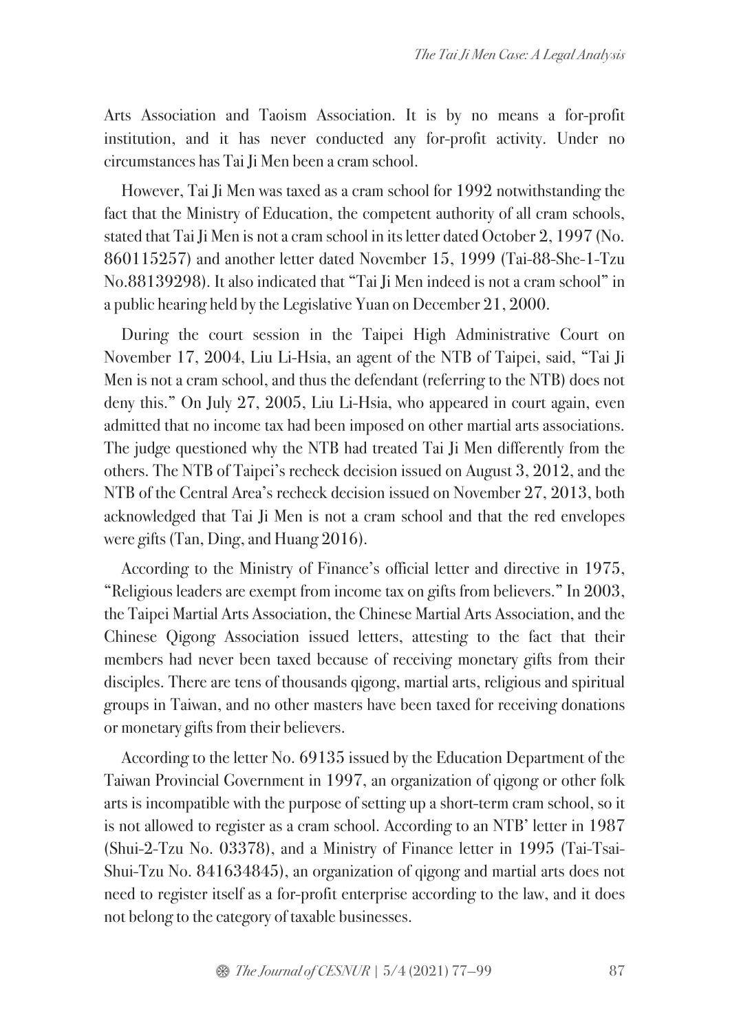Arts Association and Taoism Association. It is by no means a for-profit institution, and it has never conducted any for-profit activity. Under no circumstances has Tai Ji Men been a cram school.

However, Tai Ji Men was taxed as a cram school for 1992 notwithstanding the fact that the Ministry of Education, the competent authority of all cram schools, stated that Tai Ji Men is not a cram school in its letter dated October 2, 1997 (No. 860115257) and another letter dated November 15, 1999 (Tai-88-She-1-Tzu No.88139298). It also indicated that "Tai Ji Men indeed is not a cram school" in a public hearing held by the Legislative Yuan on December 21, 2000.

During the court session in the Taipei High Administrative Court on November 17, 2004, Liu Li-Hsia, an agent of the NTB of Taipei, said, "Tai Ji Men is not a cram school, and thus the defendant (referring to the NTB) does not deny this." On July 27, 2005, Liu Li-Hsia, who appeared in court again, even admitted that no income tax had been imposed on other martial arts associations. The judge questioned why the NTB had treated Tai Ji Men differently from the others. The NTB of Taipei's recheck decision issued on August 3, 2012, and the NTB of the Central Area's recheck decision issued on November 27, 2013, both acknowledged that Tai Ji Men is not a cram school and that the red envelopes were gifts (Tan, Ding, and Huang 2016).

According to the Ministry of Finance's official letter and directive in 1975, "Religious leaders are exempt from income tax on gifts from believers." In 2003, the Taipei Martial Arts Association, the Chinese Martial Arts Association, and the Chinese Qigong Association issued letters, attesting to the fact that their members had never been taxed because of receiving monetary gifts from their disciples. There are tens of thousands qigong, martial arts, religious and spiritual groups in Taiwan, and no other masters have been taxed for receiving donations or monetary gifts from their believers.

According to the letter No. 69135 issued by the Education Department of the Taiwan Provincial Government in 1997, an organization of qigong or other folk arts is incompatible with the purpose of setting up a short-term cram school, so it is not allowed to register as a cram school. According to an NTB' letter in 1987 (Shui-2-Tzu No. 03378), and a Ministry of Finance letter in 1995 (Tai-Tsai-Shui-Tzu No. 841634845), an organization of qigong and martial arts does not need to register itself as a for-profit enterprise according to the law, and it does not belong to the category of taxable businesses.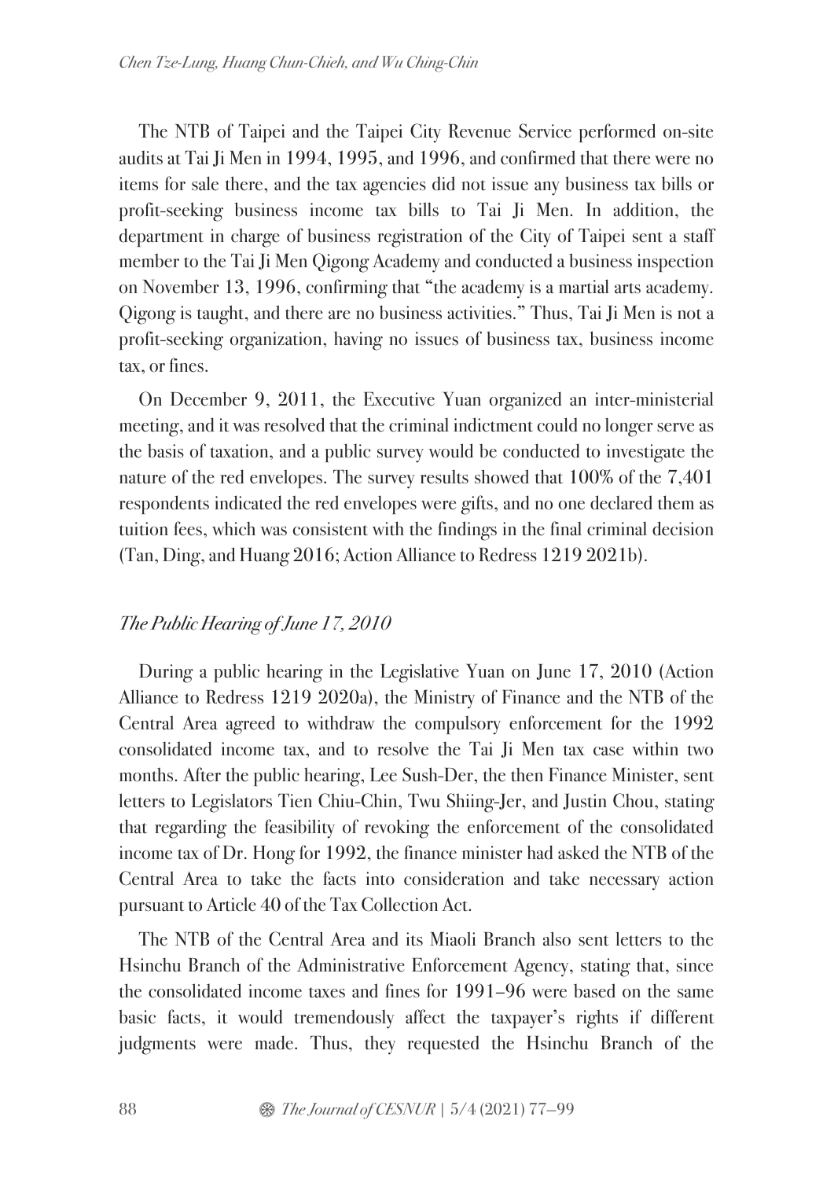The NTB of Taipei and the Taipei City Revenue Service performed on-site audits at Tai Ji Men in 1994, 1995, and 1996, and confirmed that there were no items for sale there, and the tax agencies did not issue any business tax bills or profit-seeking business income tax bills to Tai Ji Men. In addition, the department in charge of business registration of the City of Taipei sent a staff member to the Tai Ji Men Qigong Academy and conducted a business inspection on November 13, 1996, confirming that "the academy is a martial arts academy. Qigong is taught, and there are no business activities." Thus, Tai Ji Men is not a profit-seeking organization, having no issues of business tax, business income tax, or fines.

On December 9, 2011, the Executive Yuan organized an inter-ministerial meeting, and it was resolved that the criminal indictment could no longer serve as the basis of taxation, and a public survey would be conducted to investigate the nature of the red envelopes. The survey results showed that 100% of the 7,401 respondents indicated the red envelopes were gifts, and no one declared them as tuition fees, which was consistent with the findings in the final criminal decision (Tan, Ding, and Huang 2016; Action Alliance to Redress 1219 2021b).

### *The Public Hearing of June 17, 2010*

During a public hearing in the Legislative Yuan on June 17, 2010 (Action Alliance to Redress 1219 2020a), the Ministry of Finance and the NTB of the Central Area agreed to withdraw the compulsory enforcement for the 1992 consolidated income tax, and to resolve the Tai Ji Men tax case within two months. After the public hearing, Lee Sush-Der, the then Finance Minister, sent letters to Legislators Tien Chiu-Chin, Twu Shiing-Jer, and Justin Chou, stating that regarding the feasibility of revoking the enforcement of the consolidated income tax of Dr. Hong for 1992, the finance minister had asked the NTB of the Central Area to take the facts into consideration and take necessary action pursuant to Article 40 of the Tax Collection Act.

The NTB of the Central Area and its Miaoli Branch also sent letters to the Hsinchu Branch of the Administrative Enforcement Agency, stating that, since the consolidated income taxes and fines for 1991–96 were based on the same basic facts, it would tremendously affect the taxpayer's rights if different judgments were made. Thus, they requested the Hsinchu Branch of the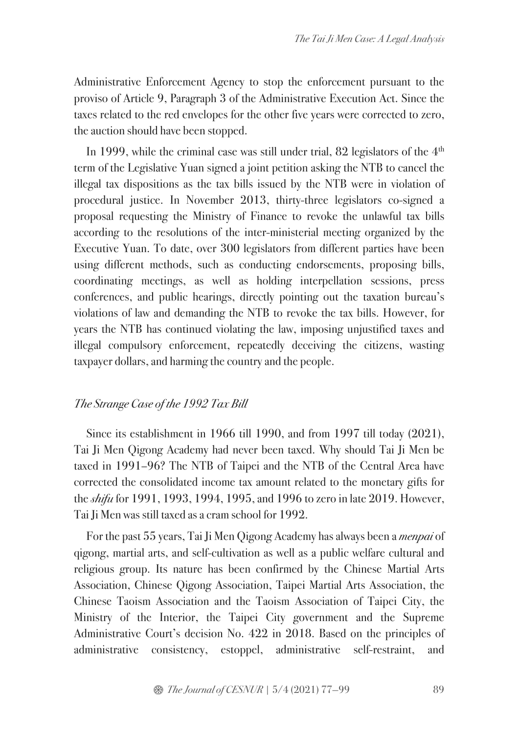Administrative Enforcement Agency to stop the enforcement pursuant to the proviso of Article 9, Paragraph 3 of the Administrative Execution Act. Since the taxes related to the red envelopes for the other five years were corrected to zero, the auction should have been stopped.

In 1999, while the criminal case was still under trial, 82 legislators of the 4th term of the Legislative Yuan signed a joint petition asking the NTB to cancel the illegal tax dispositions as the tax bills issued by the NTB were in violation of procedural justice. In November 2013, thirty-three legislators co-signed a proposal requesting the Ministry of Finance to revoke the unlawful tax bills according to the resolutions of the inter-ministerial meeting organized by the Executive Yuan. To date, over 300 legislators from different parties have been using different methods, such as conducting endorsements, proposing bills, coordinating meetings, as well as holding interpellation sessions, press conferences, and public hearings, directly pointing out the taxation bureau's violations of law and demanding the NTB to revoke the tax bills. However, for years the NTB has continued violating the law, imposing unjustified taxes and illegal compulsory enforcement, repeatedly deceiving the citizens, wasting taxpayer dollars, and harming the country and the people.

### *The Strange Case of the 1992 Tax Bill*

Since its establishment in 1966 till 1990, and from 1997 till today (2021), Tai Ji Men Qigong Academy had never been taxed. Why should Tai Ji Men be taxed in 1991–96? The NTB of Taipei and the NTB of the Central Area have corrected the consolidated income tax amount related to the monetary gifts for the *shifu* for 1991, 1993, 1994, 1995, and 1996 to zero in late 2019. However, Tai Ji Men was still taxed as a cram school for 1992.

For the past 55 years, Tai Ji Men Qigong Academy has always been a *menpai* of qigong, martial arts, and self-cultivation as well as a public welfare cultural and religious group. Its nature has been confirmed by the Chinese Martial Arts Association, Chinese Qigong Association, Taipei Martial Arts Association, the Chinese Taoism Association and the Taoism Association of Taipei City, the Ministry of the Interior, the Taipei City government and the Supreme Administrative Court's decision No. 422 in 2018. Based on the principles of administrative consistency, estoppel, administrative self-restraint, and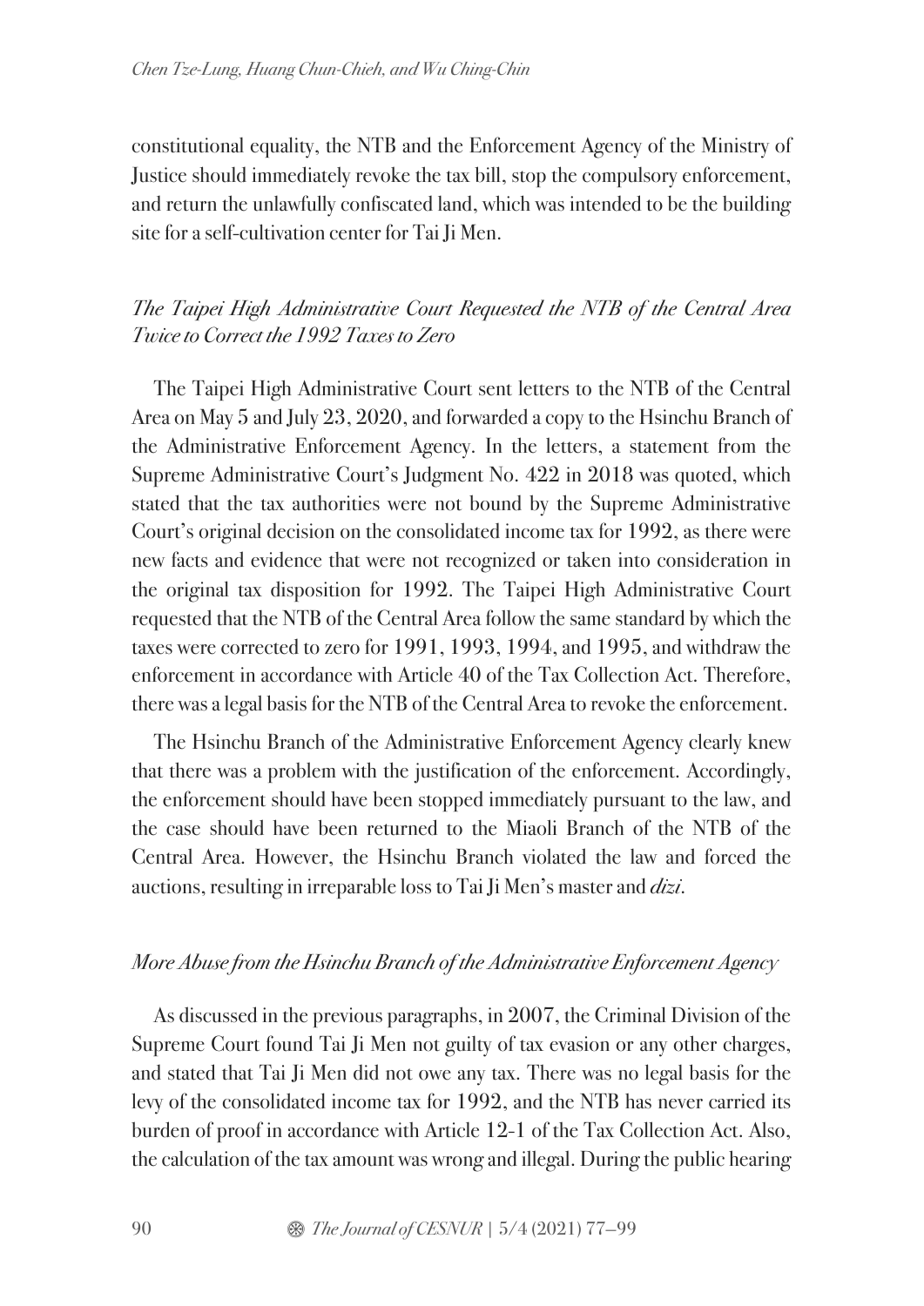constitutional equality, the NTB and the Enforcement Agency of the Ministry of Justice should immediately revoke the tax bill, stop the compulsory enforcement, and return the unlawfully confiscated land, which was intended to be the building site for a self-cultivation center for Tai Ji Men.

### *The Taipei High Administrative Court Requested the NTB of the Central Area Twice to Correct the 1992 Taxes to Zero*

The Taipei High Administrative Court sent letters to the NTB of the Central Area on May 5 and July 23, 2020, and forwarded a copy to the Hsinchu Branch of the Administrative Enforcement Agency. In the letters, a statement from the Supreme Administrative Court's Judgment No. 422 in 2018 was quoted, which stated that the tax authorities were not bound by the Supreme Administrative Court's original decision on the consolidated income tax for 1992, as there were new facts and evidence that were not recognized or taken into consideration in the original tax disposition for 1992. The Taipei High Administrative Court requested that the NTB of the Central Area follow the same standard by which the taxes were corrected to zero for 1991, 1993, 1994, and 1995, and withdraw the enforcement in accordance with Article 40 of the Tax Collection Act. Therefore, there was a legal basis for the NTB of the Central Area to revoke the enforcement.

The Hsinchu Branch of the Administrative Enforcement Agency clearly knew that there was a problem with the justification of the enforcement. Accordingly, the enforcement should have been stopped immediately pursuant to the law, and the case should have been returned to the Miaoli Branch of the NTB of the Central Area. However, the Hsinchu Branch violated the law and forced the auctions, resulting in irreparable loss to Tai Ji Men's master and *dizi*.

### *More Abuse from the Hsinchu Branch of the Administrative Enforcement Agency*

As discussed in the previous paragraphs, in 2007, the Criminal Division of the Supreme Court found Tai Ji Men not guilty of tax evasion or any other charges, and stated that Tai Ji Men did not owe any tax. There was no legal basis for the levy of the consolidated income tax for 1992, and the NTB has never carried its burden of proof in accordance with Article 12-1 of the Tax Collection Act. Also, the calculation of the tax amount was wrong and illegal. During the public hearing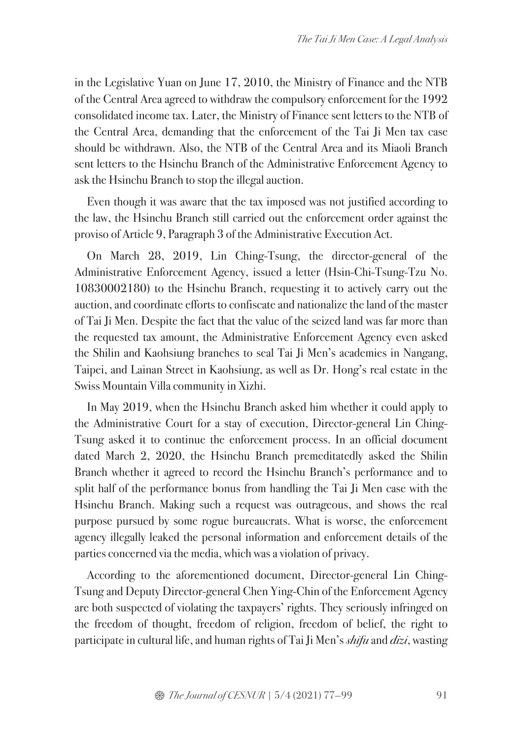in the Legislative Yuan on June 17, 2010, the Ministry of Finance and the NTB of the Central Area agreed to withdraw the compulsory enforcement for the 1992 consolidated income tax. Later, the Ministry of Finance sent letters to the NTB of the Central Area, demanding that the enforcement of the Tai Ji Men tax case should be withdrawn. Also, the NTB of the Central Area and its Miaoli Branch sent letters to the Hsinchu Branch of the Administrative Enforcement Agency to ask the Hsinchu Branch to stop the illegal auction.

Even though it was aware that the tax imposed was not justified according to the law, the Hsinchu Branch still carried out the enforcement order against the proviso of Article 9, Paragraph 3 of the Administrative Execution Act.

On March 28, 2019, Lin Ching-Tsung, the director-general of the Administrative Enforcement Agency, issued a letter (Hsin-Chi-Tsung-Tzu No. 10830002180) to the Hsinchu Branch, requesting it to actively carry out the auction, and coordinate efforts to confiscate and nationalize the land of the master of Tai Ji Men. Despite the fact that the value of the seized land was far more than the requested tax amount, the Administrative Enforcement Agency even asked the Shilin and Kaohsiung branches to seal Tai Ji Men's academies in Nangang, Taipei, and Lainan Street in Kaohsiung, as well as Dr. Hong's real estate in the Swiss Mountain Villa community in Xizhi.

In May 2019, when the Hsinchu Branch asked him whether it could apply to the Administrative Court for a stay of execution, Director-general Lin Ching-Tsung asked it to continue the enforcement process. In an official document dated March 2, 2020, the Hsinchu Branch premeditatedly asked the Shilin Branch whether it agreed to record the Hsinchu Branch's performance and to split half of the performance bonus from handling the Tai Ji Men case with the Hsinchu Branch. Making such a request was outrageous, and shows the real purpose pursued by some rogue bureaucrats. What is worse, the enforcement agency illegally leaked the personal information and enforcement details of the parties concerned via the media, which was a violation of privacy.

According to the aforementioned document, Director-general Lin Ching-Tsung and Deputy Director-general Chen Ying-Chin of the Enforcement Agency are both suspected of violating the taxpayers' rights. They seriously infringed on the freedom of thought, freedom of religion, freedom of belief, the right to participate in cultural life, and human rights of Tai Ji Men's *shifu* and *dizi*, wasting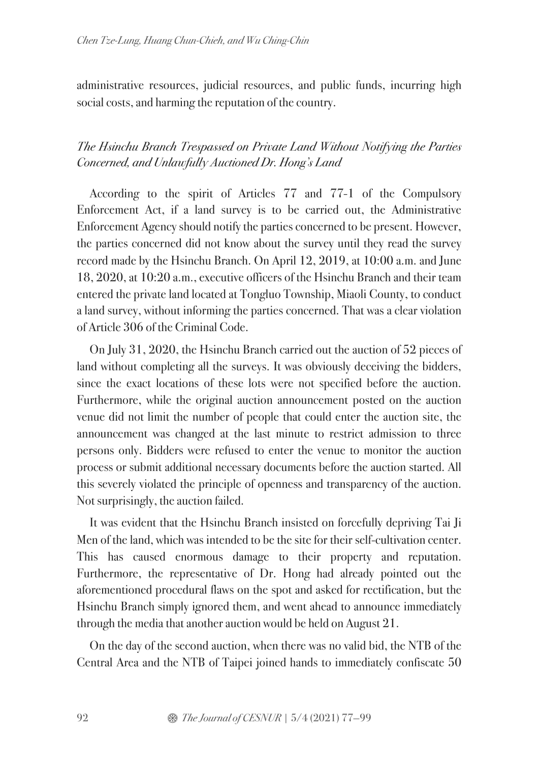administrative resources, judicial resources, and public funds, incurring high social costs, and harming the reputation of the country.

### *The Hsinchu Branch Trespassed on Private Land Without Notifying the Parties Concerned, and Unlawfully Auctioned Dr. Hong's Land*

According to the spirit of Articles 77 and 77-1 of the Compulsory Enforcement Act, if a land survey is to be carried out, the Administrative Enforcement Agency should notify the parties concerned to be present. However, the parties concerned did not know about the survey until they read the survey record made by the Hsinchu Branch. On April 12, 2019, at 10:00 a.m. and June 18, 2020, at 10:20 a.m., executive officers of the Hsinchu Branch and their team entered the private land located at Tongluo Township, Miaoli County, to conduct a land survey, without informing the parties concerned. That was a clear violation of Article 306 of the Criminal Code.

On July 31, 2020, the Hsinchu Branch carried out the auction of 52 pieces of land without completing all the surveys. It was obviously deceiving the bidders, since the exact locations of these lots were not specified before the auction. Furthermore, while the original auction announcement posted on the auction venue did not limit the number of people that could enter the auction site, the announcement was changed at the last minute to restrict admission to three persons only. Bidders were refused to enter the venue to monitor the auction process or submit additional necessary documents before the auction started. All this severely violated the principle of openness and transparency of the auction. Not surprisingly, the auction failed.

It was evident that the Hsinchu Branch insisted on forcefully depriving Tai Ji Men of the land, which was intended to be the site for their self-cultivation center. This has caused enormous damage to their property and reputation. Furthermore, the representative of Dr. Hong had already pointed out the aforementioned procedural flaws on the spot and asked for rectification, but the Hsinchu Branch simply ignored them, and went ahead to announce immediately through the media that another auction would be held on August 21.

On the day of the second auction, when there was no valid bid, the NTB of the Central Area and the NTB of Taipei joined hands to immediately confiscate 50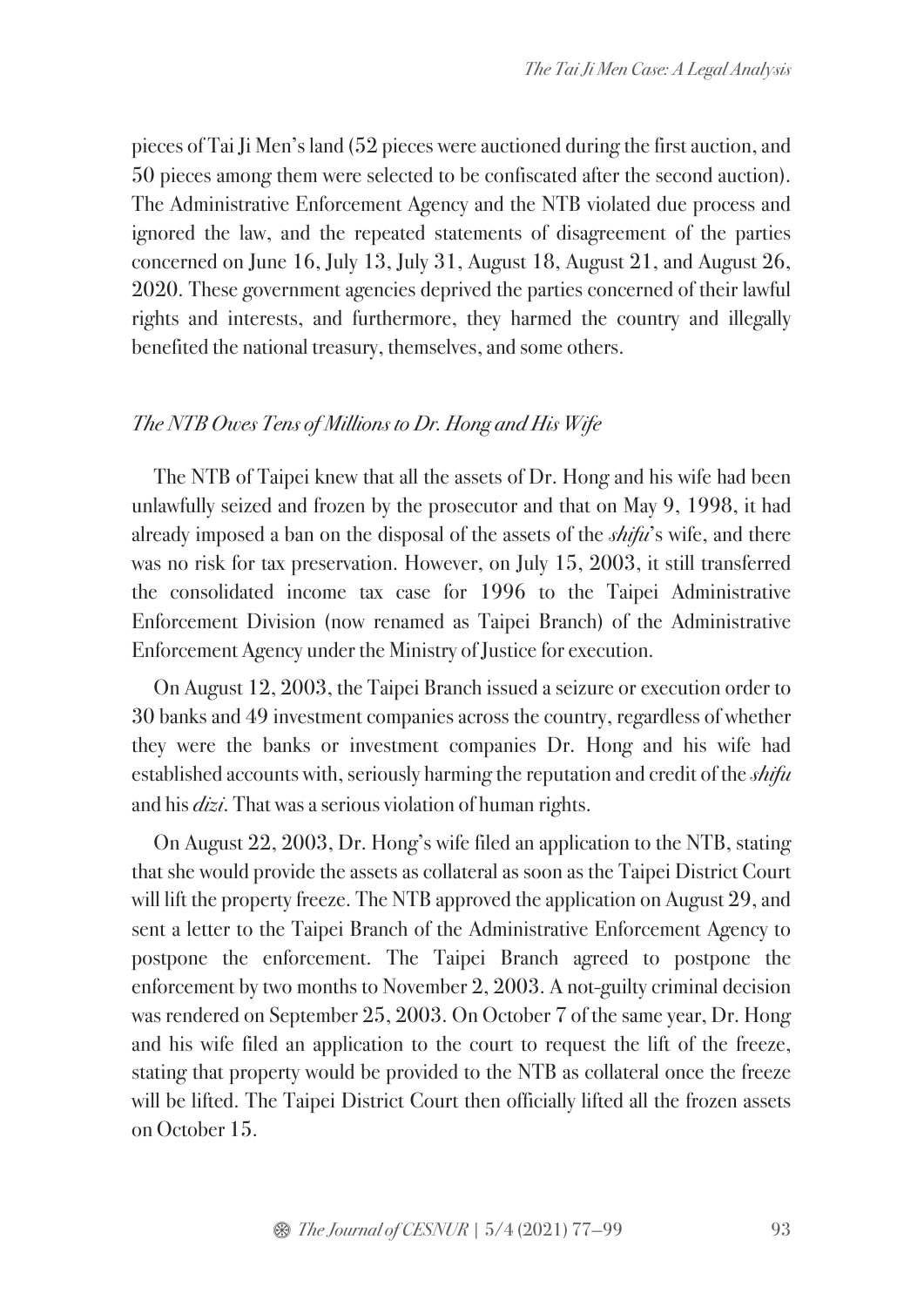pieces of Tai Ji Men's land (52 pieces were auctioned during the first auction, and 50 pieces among them were selected to be confiscated after the second auction). The Administrative Enforcement Agency and the NTB violated due process and ignored the law, and the repeated statements of disagreement of the parties concerned on June 16, July 13, July 31, August 18, August 21, and August 26, 2020. These government agencies deprived the parties concerned of their lawful rights and interests, and furthermore, they harmed the country and illegally benefited the national treasury, themselves, and some others.

### *The NTB Owes Tens of Millions to Dr. Hong and His Wife*

The NTB of Taipei knew that all the assets of Dr. Hong and his wife had been unlawfully seized and frozen by the prosecutor and that on May 9, 1998, it had already imposed a ban on the disposal of the assets of the *shifu*'s wife, and there was no risk for tax preservation. However, on July 15, 2003, it still transferred the consolidated income tax case for 1996 to the Taipei Administrative Enforcement Division (now renamed as Taipei Branch) of the Administrative Enforcement Agency under the Ministry of Justice for execution.

On August 12, 2003, the Taipei Branch issued a seizure or execution order to 30 banks and 49 investment companies across the country, regardless of whether they were the banks or investment companies Dr. Hong and his wife had established accounts with, seriously harming the reputation and credit of the *shifu* and his *dizi*. That was a serious violation of human rights.

On August 22, 2003, Dr. Hong's wife filed an application to the NTB, stating that she would provide the assets as collateral as soon as the Taipei District Court will lift the property freeze. The NTB approved the application on August 29, and sent a letter to the Taipei Branch of the Administrative Enforcement Agency to postpone the enforcement. The Taipei Branch agreed to postpone the enforcement by two months to November 2, 2003. A not-guilty criminal decision was rendered on September 25, 2003. On October 7 of the same year, Dr. Hong and his wife filed an application to the court to request the lift of the freeze, stating that property would be provided to the NTB as collateral once the freeze will be lifted. The Taipei District Court then officially lifted all the frozen assets on October 15.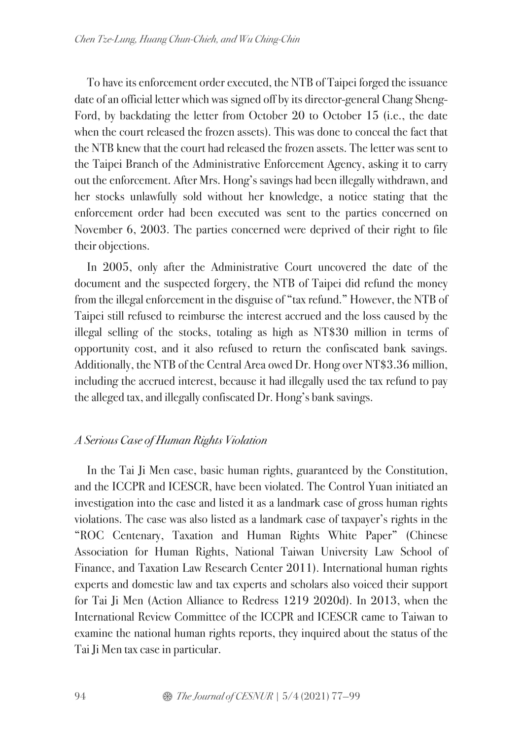To have its enforcement order executed, the NTB of Taipei forged the issuance date of an official letter which was signed off by its director-general Chang Sheng-Ford, by backdating the letter from October 20 to October 15 (i.e., the date when the court released the frozen assets). This was done to conceal the fact that the NTB knew that the court had released the frozen assets. The letter was sent to the Taipei Branch of the Administrative Enforcement Agency, asking it to carry out the enforcement. After Mrs. Hong's savings had been illegally withdrawn, and her stocks unlawfully sold without her knowledge, a notice stating that the enforcement order had been executed was sent to the parties concerned on November 6, 2003. The parties concerned were deprived of their right to file their objections.

In 2005, only after the Administrative Court uncovered the date of the document and the suspected forgery, the NTB of Taipei did refund the money from the illegal enforcement in the disguise of "tax refund." However, the NTB of Taipei still refused to reimburse the interest accrued and the loss caused by the illegal selling of the stocks, totaling as high as NT$30 million in terms of opportunity cost, and it also refused to return the confiscated bank savings. Additionally, the NTB of the Central Area owed Dr. Hong over NT$3.36 million, including the accrued interest, because it had illegally used the tax refund to pay the alleged tax, and illegally confiscated Dr. Hong's bank savings.

### *A Serious Case of Human Rights Violation*

In the Tai Ji Men case, basic human rights, guaranteed by the Constitution, and the ICCPR and ICESCR, have been violated. The Control Yuan initiated an investigation into the case and listed it as a landmark case of gross human rights violations. The case was also listed as a landmark case of taxpayer's rights in the "ROC Centenary, Taxation and Human Rights White Paper" (Chinese Association for Human Rights, National Taiwan University Law School of Finance, and Taxation Law Research Center 2011). International human rights experts and domestic law and tax experts and scholars also voiced their support for Tai Ji Men (Action Alliance to Redress 1219 2020d). In 2013, when the International Review Committee of the ICCPR and ICESCR came to Taiwan to examine the national human rights reports, they inquired about the status of the Tai Ji Men tax case in particular.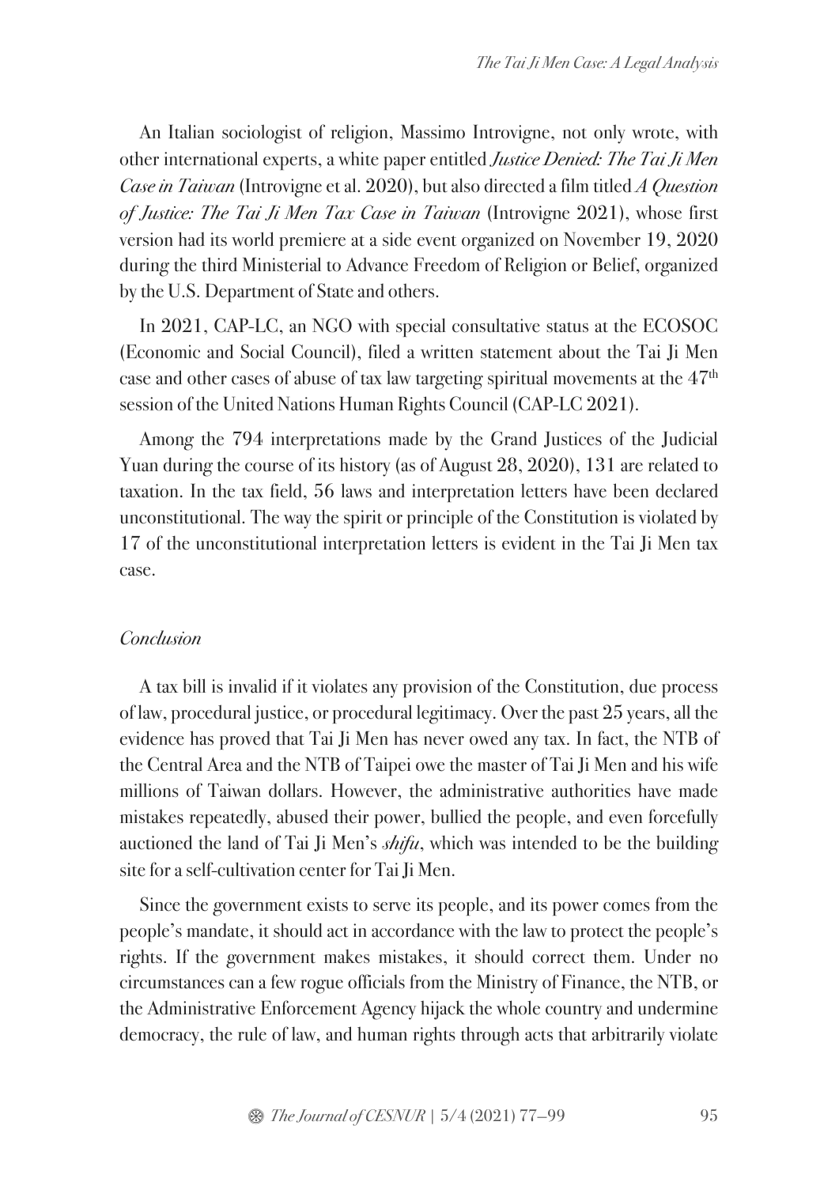An Italian sociologist of religion, Massimo Introvigne, not only wrote, with other international experts, a white paper entitled *Justice Denied: The Tai Ji Men Case in Taiwan* (Introvigne et al. 2020), but also directed a film titled *A Question of Justice: The Tai Ji Men Tax Case in Taiwan* (Introvigne 2021), whose first version had its world premiere at a side event organized on November 19, 2020 during the third Ministerial to Advance Freedom of Religion or Belief, organized by the U.S. Department of State and others.

In 2021, CAP-LC, an NGO with special consultative status at the ECOSOC (Economic and Social Council), filed a written statement about the Tai Ji Men case and other cases of abuse of tax law targeting spiritual movements at the 47th session of the United Nations Human Rights Council (CAP-LC 2021).

Among the 794 interpretations made by the Grand Justices of the Judicial Yuan during the course of its history (as of August 28, 2020), 131 are related to taxation. In the tax field, 56 laws and interpretation letters have been declared unconstitutional. The way the spirit or principle of the Constitution is violated by 17 of the unconstitutional interpretation letters is evident in the Tai Ji Men tax case.

## *Conclusion*

A tax bill is invalid if it violates any provision of the Constitution, due process of law, procedural justice, or procedural legitimacy. Over the past 25 years, all the evidence has proved that Tai Ji Men has never owed any tax. In fact, the NTB of the Central Area and the NTB of Taipei owe the master of Tai Ji Men and his wife millions of Taiwan dollars. However, the administrative authorities have made mistakes repeatedly, abused their power, bullied the people, and even forcefully auctioned the land of Tai Ji Men's *shifu*, which was intended to be the building site for a self-cultivation center for Tai Ji Men.

Since the government exists to serve its people, and its power comes from the people's mandate, it should act in accordance with the law to protect the people's rights. If the government makes mistakes, it should correct them. Under no circumstances can a few rogue officials from the Ministry of Finance, the NTB, or the Administrative Enforcement Agency hijack the whole country and undermine democracy, the rule of law, and human rights through acts that arbitrarily violate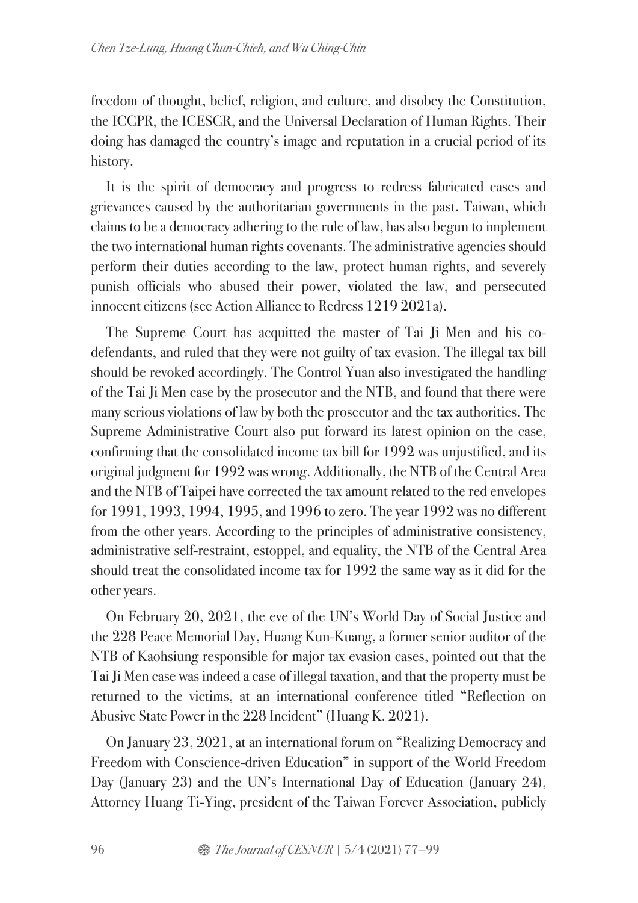freedom of thought, belief, religion, and culture, and disobey the Constitution, the ICCPR, the ICESCR, and the Universal Declaration of Human Rights. Their doing has damaged the country's image and reputation in a crucial period of its history.

It is the spirit of democracy and progress to redress fabricated cases and grievances caused by the authoritarian governments in the past. Taiwan, which claims to be a democracy adhering to the rule of law, has also begun to implement the two international human rights covenants. The administrative agencies should perform their duties according to the law, protect human rights, and severely punish officials who abused their power, violated the law, and persecuted innocent citizens (see Action Alliance to Redress 1219 2021a).

The Supreme Court has acquitted the master of Tai Ji Men and his co-defendants, and ruled that they were not guilty of tax evasion. The illegal tax bill should be revoked accordingly. The Control Yuan also investigated the handling of the Tai Ji Men case by the prosecutor and the NTB, and found that there were many serious violations of law by both the prosecutor and the tax authorities. The Supreme Administrative Court also put forward its latest opinion on the case, confirming that the consolidated income tax bill for 1992 was unjustified, and its original judgment for 1992 was wrong. Additionally, the NTB of the Central Area and the NTB of Taipei have corrected the tax amount related to the red envelopes for 1991, 1993, 1994, 1995, and 1996 to zero. The year 1992 was no different from the other years. According to the principles of administrative consistency, administrative self-restraint, estoppel, and equality, the NTB of the Central Area should treat the consolidated income tax for 1992 the same way as it did for the other years.

On February 20, 2021, the eve of the UN's World Day of Social Justice and the 228 Peace Memorial Day, Huang Kun-Kuang, a former senior auditor of the NTB of Kaohsiung responsible for major tax evasion cases, pointed out that the Tai Ji Men case was indeed a case of illegal taxation, and that the property must be returned to the victims, at an international conference titled "Reflection on Abusive State Power in the 228 Incident" (Huang K. 2021).

On January 23, 2021, at an international forum on "Realizing Democracy and Freedom with Conscience-driven Education" in support of the World Freedom Day (January 23) and the UN's International Day of Education (January 24), Attorney Huang Ti-Ying, president of the Taiwan Forever Association, publicly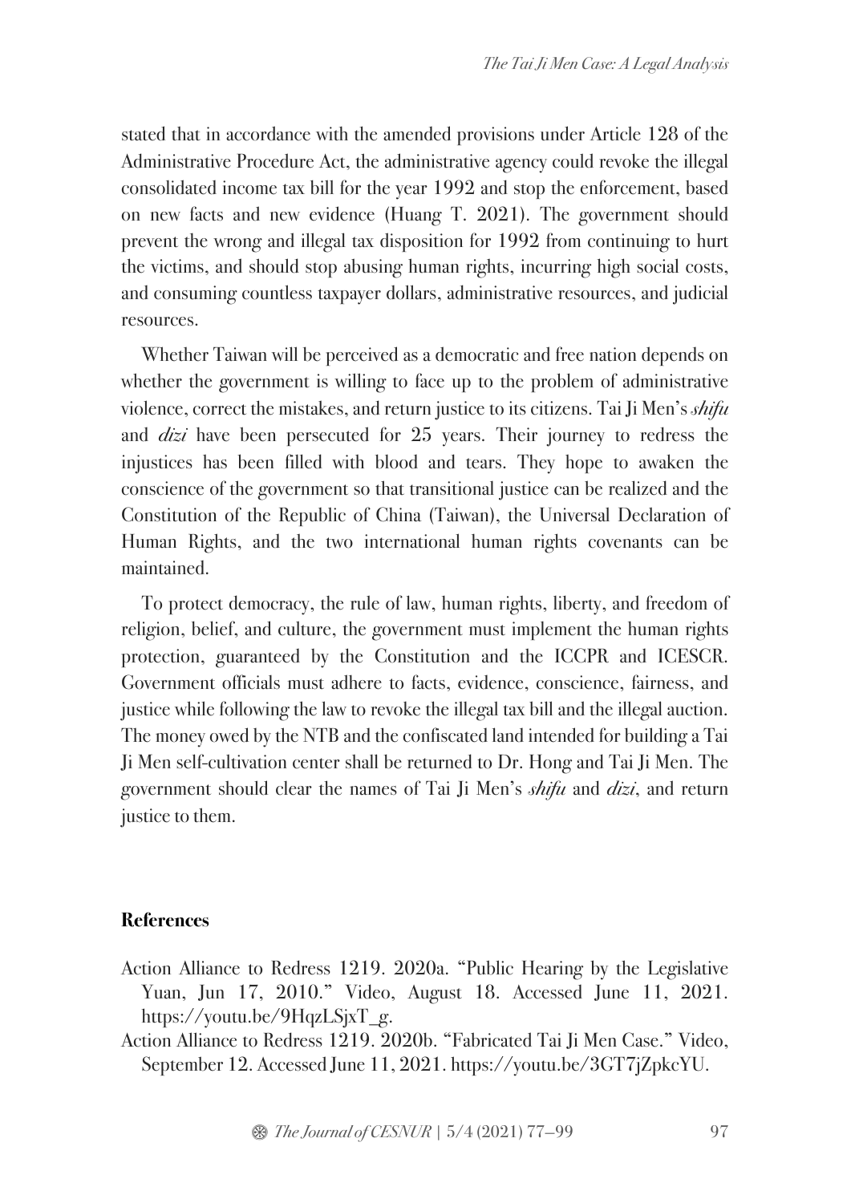stated that in accordance with the amended provisions under Article 128 of the Administrative Procedure Act, the administrative agency could revoke the illegal consolidated income tax bill for the year 1992 and stop the enforcement, based on new facts and new evidence (Huang T. 2021). The government should prevent the wrong and illegal tax disposition for 1992 from continuing to hurt the victims, and should stop abusing human rights, incurring high social costs, and consuming countless taxpayer dollars, administrative resources, and judicial resources.

Whether Taiwan will be perceived as a democratic and free nation depends on whether the government is willing to face up to the problem of administrative violence, correct the mistakes, and return justice to its citizens. Tai Ji Men's *shifu* and *dizi* have been persecuted for 25 years. Their journey to redress the injustices has been filled with blood and tears. They hope to awaken the conscience of the government so that transitional justice can be realized and the Constitution of the Republic of China (Taiwan), the Universal Declaration of Human Rights, and the two international human rights covenants can be maintained.

To protect democracy, the rule of law, human rights, liberty, and freedom of religion, belief, and culture, the government must implement the human rights protection, guaranteed by the Constitution and the ICCPR and ICESCR. Government officials must adhere to facts, evidence, conscience, fairness, and justice while following the law to revoke the illegal tax bill and the illegal auction. The money owed by the NTB and the confiscated land intended for building a Tai Ji Men self-cultivation center shall be returned to Dr. Hong and Tai Ji Men. The government should clear the names of Tai Ji Men's *shifu* and *dizi*, and return justice to them.

## References

Action Alliance to Redress 1219. 2020a. "Public Hearing by the Legislative Yuan, Jun 17, 2010." Video, August 18. Accessed June 11, 2021. https://youtu.be/9HqzLSjxT_g.

Action Alliance to Redress 1219. 2020b. "Fabricated Tai Ji Men Case." Video, September 12. Accessed June 11, 2021. https://youtu.be/3GT7jZpkcYU.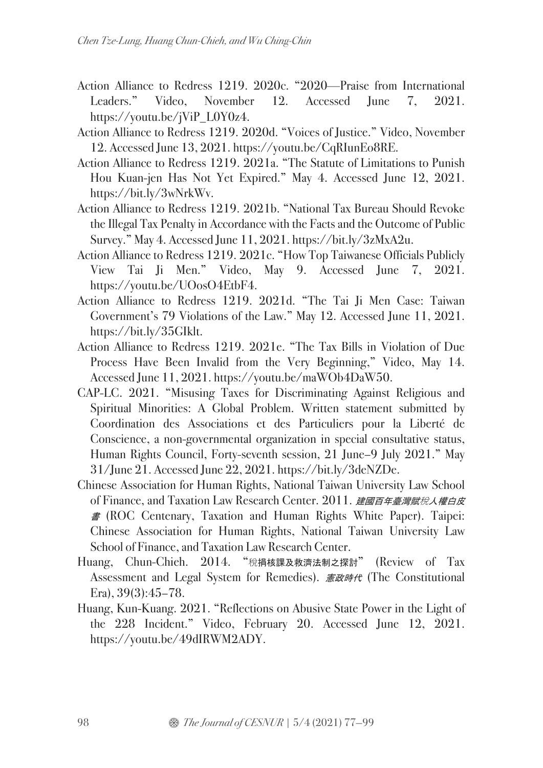Action Alliance to Redress 1219. 2020c. "2020—Praise from International Leaders." Video, November 12. Accessed June 7, 2021. https://youtu.be/jViP_L0Y0z4.

Action Alliance to Redress 1219. 2020d. "Voices of Justice." Video, November 12. Accessed June 13, 2021. https://youtu.be/CqRIunEo8RE.

Action Alliance to Redress 1219. 2021a. "The Statute of Limitations to Punish Hou Kuan-jen Has Not Yet Expired." May 4. Accessed June 12, 2021. https://bit.ly/3wNrkWv.

Action Alliance to Redress 1219. 2021b. "National Tax Bureau Should Revoke the Illegal Tax Penalty in Accordance with the Facts and the Outcome of Public Survey." May 4. Accessed June 11, 2021. https://bit.ly/3zMxA2u.

Action Alliance to Redress 1219. 2021c. "How Top Taiwanese Officials Publicly View Tai Ji Men." Video, May 9. Accessed June 7, 2021. https://youtu.be/UOosO4EtbF4.

Action Alliance to Redress 1219. 2021d. "The Tai Ji Men Case: Taiwan Government's 79 Violations of the Law." May 12. Accessed June 11, 2021. https://bit.ly/35GIklt.

Action Alliance to Redress 1219. 2021e. "The Tax Bills in Violation of Due Process Have Been Invalid from the Very Beginning," Video, May 14. Accessed June 11, 2021. https://youtu.be/maWOb4DaW50.

CAP-LC. 2021. "Misusing Taxes for Discriminating Against Religious and Spiritual Minorities: A Global Problem. Written statement submitted by Coordination des Associations et des Particuliers pour la Liberté de Conscience, a non-governmental organization in special consultative status, Human Rights Council, Forty-seventh session, 21 June–9 July 2021." May 31/June 21. Accessed June 22, 2021. https://bit.ly/3deNZDe.

Chinese Association for Human Rights, National Taiwan University Law School of Finance, and Taxation Law Research Center. 2011. *建國百年臺灣賦稅人權白皮書* (ROC Centenary, Taxation and Human Rights White Paper). Taipei: Chinese Association for Human Rights, National Taiwan University Law School of Finance, and Taxation Law Research Center.

Huang, Chun-Chieh. 2014. "稅捐核課及救濟法制之探討" (Review of Tax Assessment and Legal System for Remedies). *憲政時代* (The Constitutional Era), 39(3):45–78.

Huang, Kun-Kuang. 2021. "Reflections on Abusive State Power in the Light of the 228 Incident." Video, February 20. Accessed June 12, 2021. https://youtu.be/49dIRWM2ADY.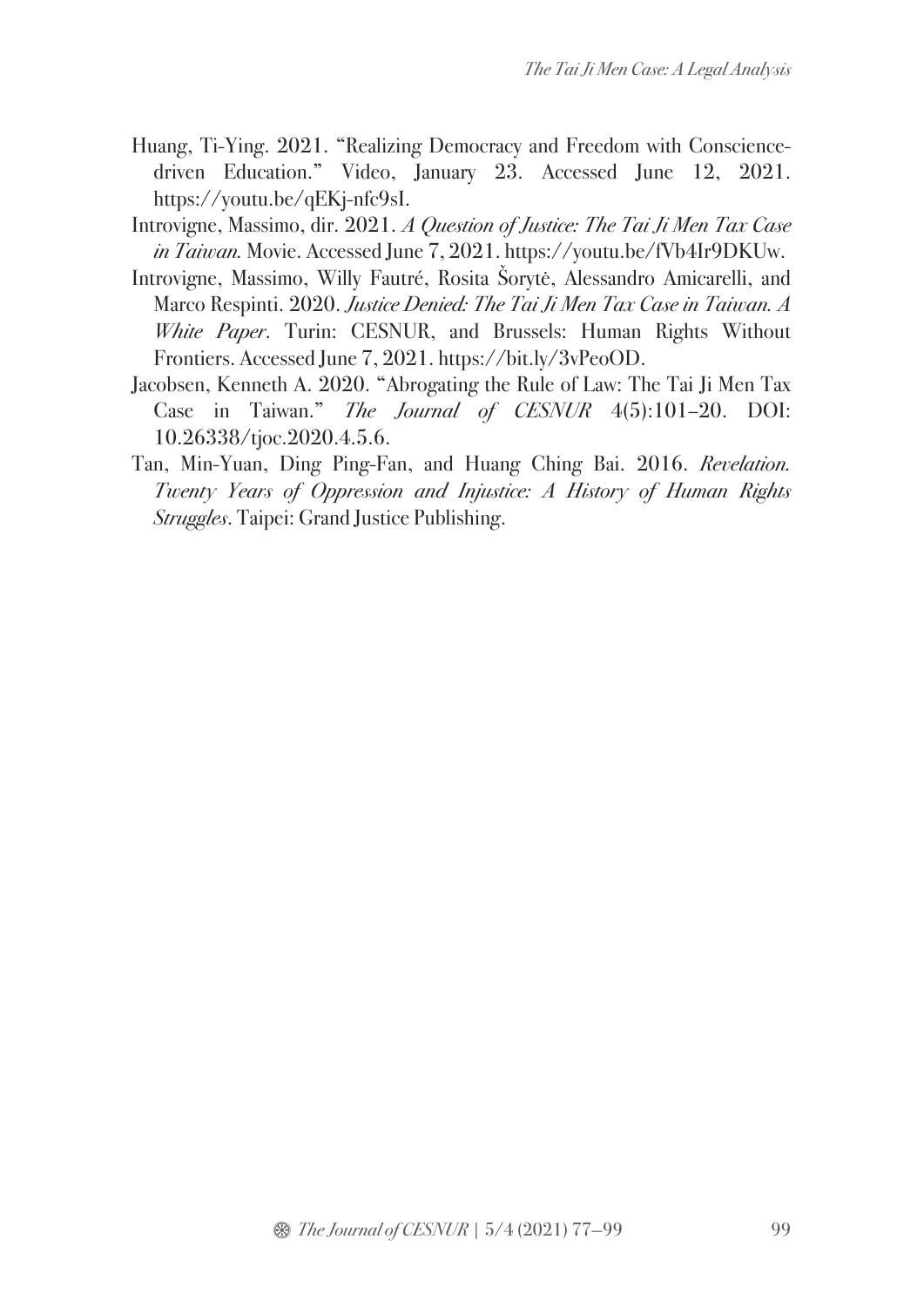Huang, Ti-Ying. 2021. "Realizing Democracy and Freedom with Conscience-driven Education." Video, January 23. Accessed June 12, 2021. https://youtu.be/qEKj-nfc9sI.

Introvigne, Massimo, dir. 2021. *A Question of Justice: The Tai Ji Men Tax Case in Taiwan.* Movie. Accessed June 7, 2021. https://youtu.be/fVb4Ir9DKUw.

Introvigne, Massimo, Willy Fautré, Rosita Šorytė, Alessandro Amicarelli, and Marco Respinti. 2020. *Justice Denied: The Tai Ji Men Tax Case in Taiwan. A White Paper*. Turin: CESNUR, and Brussels: Human Rights Without Frontiers. Accessed June 7, 2021. https://bit.ly/3vPeoOD.

Jacobsen, Kenneth A. 2020. "Abrogating the Rule of Law: The Tai Ji Men Tax Case in Taiwan." *The Journal of CESNUR* 4(5):101–20. DOI: 10.26338/tjoc.2020.4.5.6.

Tan, Min-Yuan, Ding Ping-Fan, and Huang Ching Bai. 2016. *Revelation. Twenty Years of Oppression and Injustice: A History of Human Rights Struggles*. Taipei: Grand Justice Publishing.